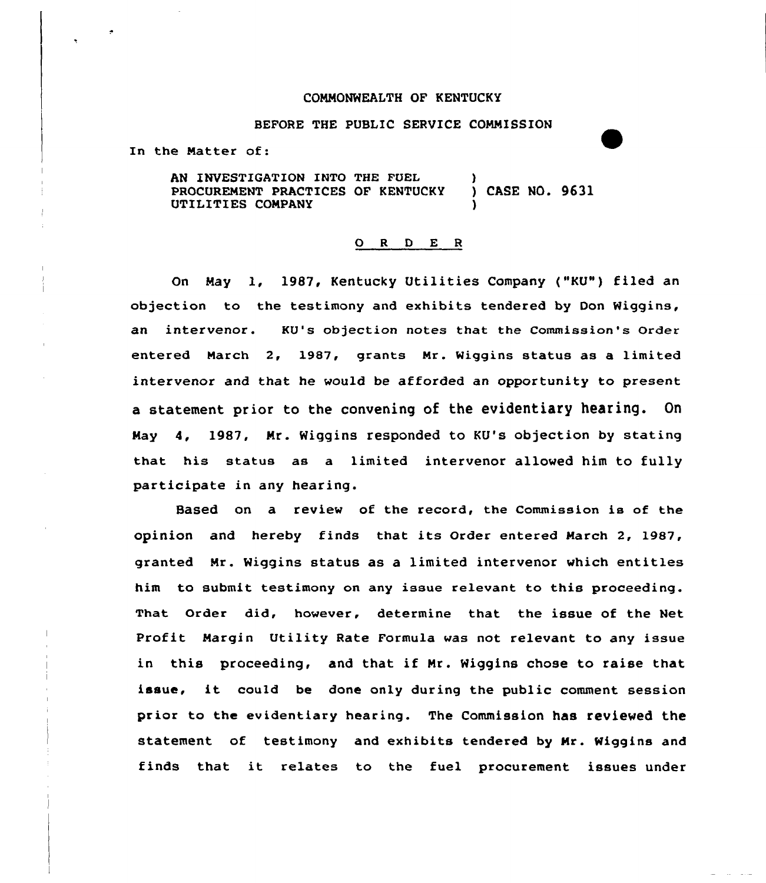COMMONWEALTH OF KENTUCKY

BEFORE THE PUBLIC SERVICE COMMISSION

In the Matter of:

AN INVESTIGATION INTO THE FUEL PROCUREMENT PRACTICES OF KENTUCKY UTILITIES COMPANY ) CASE NO. 9631

## O R D E R

On May 1, 1987, Kentucky Utilities Company ("KU") filed an objection to the testimony and exhibits tendered by Don Wiggins, an intervenor. KU's objection notes that the Commission's Order entered March 2, 1987, grants Mr. Wiggins status as a limited intervenor and that he would be afforded an opportunity to present a statement prior to the convening of the evidentiary hearing. On May 4, 1987, Mr. Wiggins responded to KU's objection by stating that his status as a limited intervenor allowed him to fully participate in any hearing.

Based on a review of the record, the Commission is of the opinion and hereby finds that its Order entered March 2, 1987, granted Mr. Wiggins status as a limited intervenor which entitles him to submit testimony on any issue relevant to this proceeding. That Order did, however, determine that the issue of the Net Profit Margin Utility Rate Formula was not relevant to any issue in this proceeding, and that if Mr. Wiggins chose to raise that issue, it could be done only during the public comment session prior to the evidentiary hearing. The Commission has reviewed the statement of testimony and exhibits tendered by Mr. Wiggins and finds that it relates to the fuel procurement issues under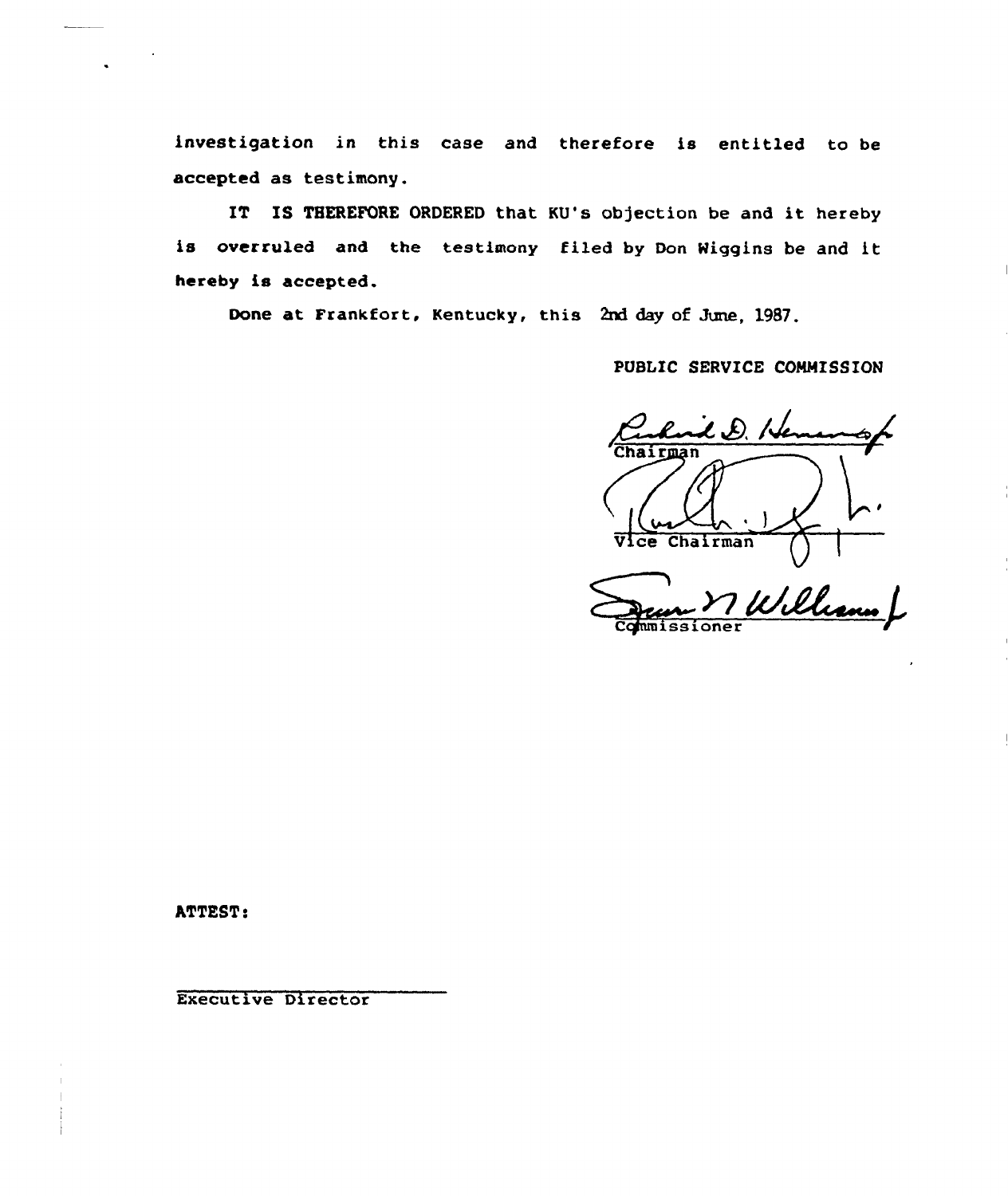investigation in this case and therefore is entitled to be accepted as testimony.

IT IS THEREFORE ORDERED that KU's objection be and it hereby is overruled and the testimony filed by Don Wiggins be and it hereby is accepted.

Done at Frankfort, Kentucky, this 2nd day of June, 1987.

PUBLIC SERVICE COMMISSION

Chairman

Vice Chairman

Commissioner

ATTEST:

Executive Director